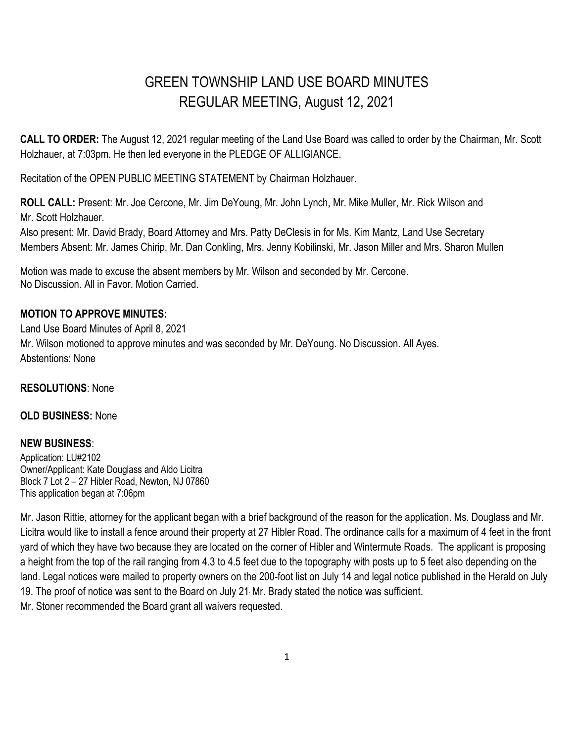# GREEN TOWNSHIP LAND USE BOARD MINUTES
## REGULAR MEETING, August 12, 2021

**CALL TO ORDER:** The August 12, 2021 regular meeting of the Land Use Board was called to order by the Chairman, Mr. Scott Holzhauer, at 7:03pm. He then led everyone in the PLEDGE OF ALLIGIANCE.

Recitation of the OPEN PUBLIC MEETING STATEMENT by Chairman Holzhauer.

**ROLL CALL:** Present: Mr. Joe Cercone, Mr. Jim DeYoung, Mr. John Lynch, Mr. Mike Muller, Mr. Rick Wilson and Mr. Scott Holzhauer.
Also present: Mr. David Brady, Board Attorney and Mrs. Patty DeClesis in for Ms. Kim Mantz, Land Use Secretary
Members Absent: Mr. James Chirip, Mr. Dan Conkling, Mrs. Jenny Kobilinski, Mr. Jason Miller and Mrs. Sharon Mullen

Motion was made to excuse the absent members by Mr. Wilson and seconded by Mr. Cercone.
No Discussion. All in Favor. Motion Carried.

**MOTION TO APPROVE MINUTES:**
Land Use Board Minutes of April 8, 2021
Mr. Wilson motioned to approve minutes and was seconded by Mr. DeYoung. No Discussion. All Ayes.
Abstentions: None

**RESOLUTIONS**: None

**OLD BUSINESS:** None

**NEW BUSINESS**:
Application: LU#2102
Owner/Applicant: Kate Douglass and Aldo Licitra
Block 7 Lot 2 – 27 Hibler Road, Newton, NJ 07860
This application began at 7:06pm

Mr. Jason Rittie, attorney for the applicant began with a brief background of the reason for the application. Ms. Douglass and Mr. Licitra would like to install a fence around their property at 27 Hibler Road. The ordinance calls for a maximum of 4 feet in the front yard of which they have two because they are located on the corner of Hibler and Wintermute Roads. The applicant is proposing a height from the top of the rail ranging from 4.3 to 4.5 feet due to the topography with posts up to 5 feet also depending on the land. Legal notices were mailed to property owners on the 200-foot list on July 14 and legal notice published in the Herald on July 19. The proof of notice was sent to the Board on July 21. Mr. Brady stated the notice was sufficient.
Mr. Stoner recommended the Board grant all waivers requested.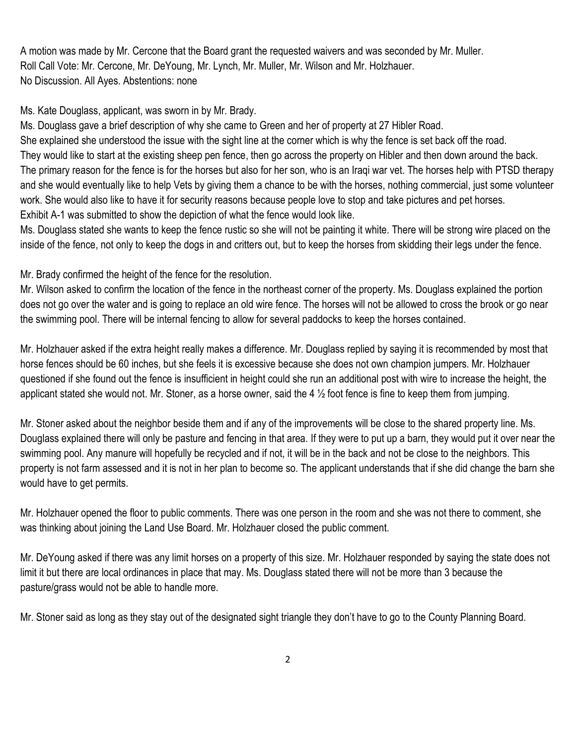A motion was made by Mr. Cercone that the Board grant the requested waivers and was seconded by Mr. Muller.
Roll Call Vote: Mr. Cercone, Mr. DeYoung, Mr. Lynch, Mr. Muller, Mr. Wilson and Mr. Holzhauer.
No Discussion. All Ayes. Abstentions: none

Ms. Kate Douglass, applicant, was sworn in by Mr. Brady.
Ms. Douglass gave a brief description of why she came to Green and her of property at 27 Hibler Road.
She explained she understood the issue with the sight line at the corner which is why the fence is set back off the road.
They would like to start at the existing sheep pen fence, then go across the property on Hibler and then down around the back.
The primary reason for the fence is for the horses but also for her son, who is an Iraqi war vet. The horses help with PTSD therapy and she would eventually like to help Vets by giving them a chance to be with the horses, nothing commercial, just some volunteer work. She would also like to have it for security reasons because people love to stop and take pictures and pet horses.
Exhibit A-1 was submitted to show the depiction of what the fence would look like.
Ms. Douglass stated she wants to keep the fence rustic so she will not be painting it white. There will be strong wire placed on the inside of the fence, not only to keep the dogs in and critters out, but to keep the horses from skidding their legs under the fence.

Mr. Brady confirmed the height of the fence for the resolution.
Mr. Wilson asked to confirm the location of the fence in the northeast corner of the property. Ms. Douglass explained the portion does not go over the water and is going to replace an old wire fence. The horses will not be allowed to cross the brook or go near the swimming pool. There will be internal fencing to allow for several paddocks to keep the horses contained.

Mr. Holzhauer asked if the extra height really makes a difference. Mr. Douglass replied by saying it is recommended by most that horse fences should be 60 inches, but she feels it is excessive because she does not own champion jumpers. Mr. Holzhauer questioned if she found out the fence is insufficient in height could she run an additional post with wire to increase the height, the applicant stated she would not. Mr. Stoner, as a horse owner, said the 4 ½ foot fence is fine to keep them from jumping.

Mr. Stoner asked about the neighbor beside them and if any of the improvements will be close to the shared property line. Ms. Douglass explained there will only be pasture and fencing in that area. If they were to put up a barn, they would put it over near the swimming pool. Any manure will hopefully be recycled and if not, it will be in the back and not be close to the neighbors. This property is not farm assessed and it is not in her plan to become so. The applicant understands that if she did change the barn she would have to get permits.

Mr. Holzhauer opened the floor to public comments. There was one person in the room and she was not there to comment, she was thinking about joining the Land Use Board. Mr. Holzhauer closed the public comment.

Mr. DeYoung asked if there was any limit horses on a property of this size. Mr. Holzhauer responded by saying the state does not limit it but there are local ordinances in place that may. Ms. Douglass stated there will not be more than 3 because the pasture/grass would not be able to handle more.

Mr. Stoner said as long as they stay out of the designated sight triangle they don't have to go to the County Planning Board.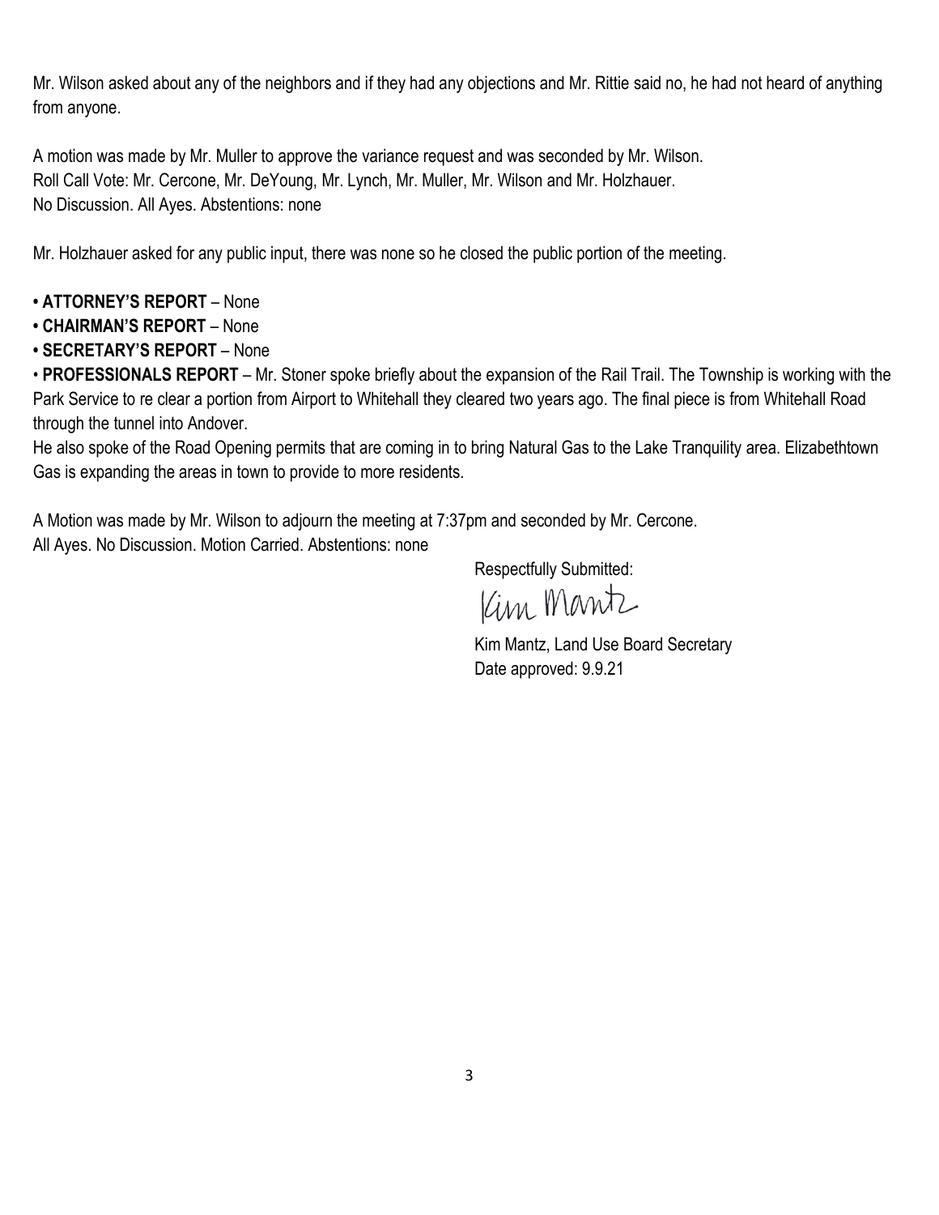Mr. Wilson asked about any of the neighbors and if they had any objections and Mr. Rittie said no, he had not heard of anything from anyone.

A motion was made by Mr. Muller to approve the variance request and was seconded by Mr. Wilson.
Roll Call Vote: Mr. Cercone, Mr. DeYoung, Mr. Lynch, Mr. Muller, Mr. Wilson and Mr. Holzhauer.
No Discussion. All Ayes. Abstentions: none

Mr. Holzhauer asked for any public input, there was none so he closed the public portion of the meeting.

- **ATTORNEY'S REPORT** – None
- **CHAIRMAN'S REPORT** – None
- **SECRETARY'S REPORT** – None
- **PROFESSIONALS REPORT** – Mr. Stoner spoke briefly about the expansion of the Rail Trail. The Township is working with the Park Service to re clear a portion from Airport to Whitehall they cleared two years ago. The final piece is from Whitehall Road through the tunnel into Andover.

He also spoke of the Road Opening permits that are coming in to bring Natural Gas to the Lake Tranquility area. Elizabethtown Gas is expanding the areas in town to provide to more residents.

A Motion was made by Mr. Wilson to adjourn the meeting at 7:37pm and seconded by Mr. Cercone.
All Ayes. No Discussion. Motion Carried. Abstentions: none

Respectfully Submitted:

Kim Mantz

Kim Mantz, Land Use Board Secretary
Date approved: 9.9.21